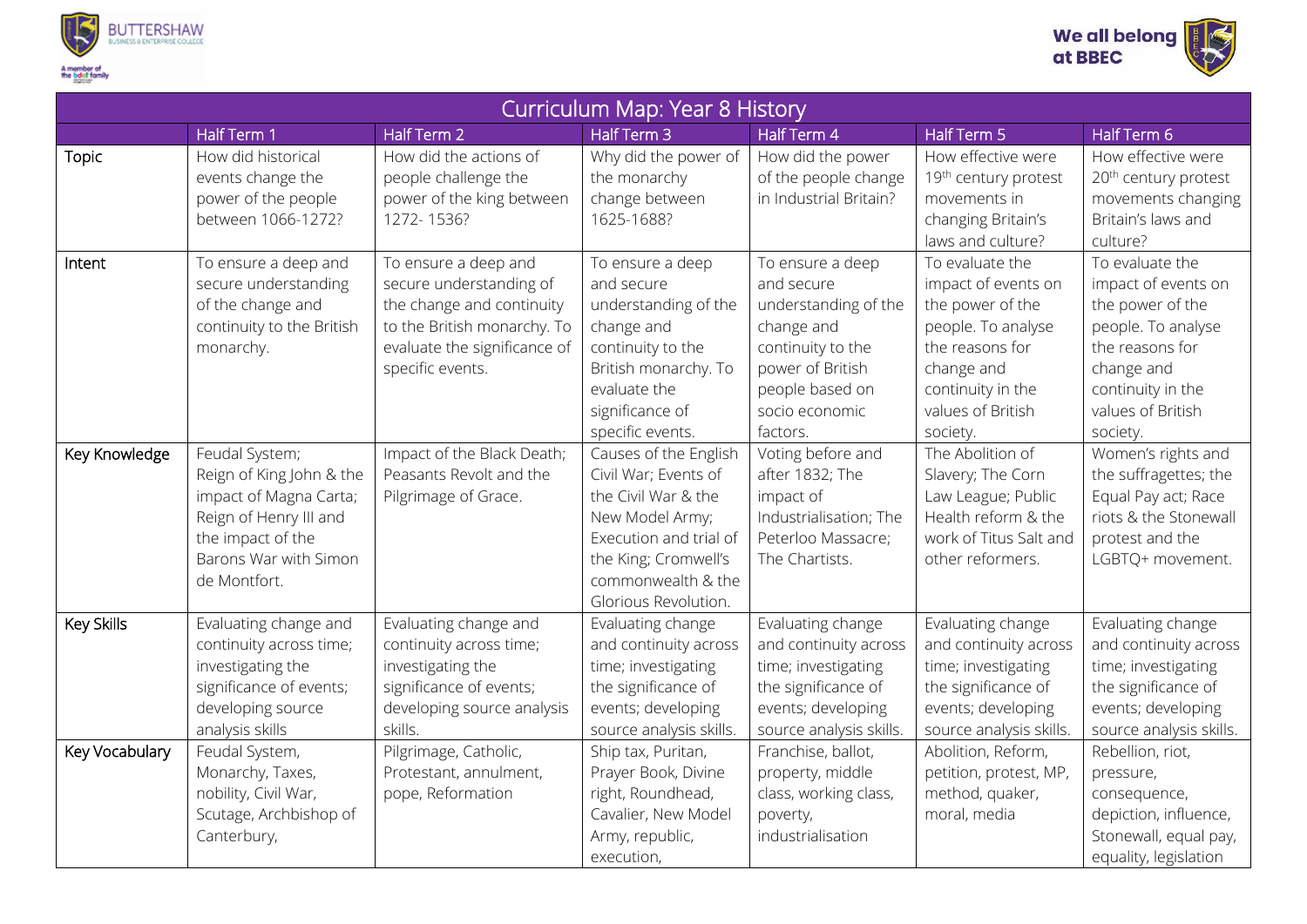BUTTERSHAW BUSINESS & ENTERPRISE COLLEGE

A member of the bdat family

We all belong at BBEC

# Curriculum Map: Year 8 History

| | Half Term 1 | Half Term 2 | Half Term 3 | Half Term 4 | Half Term 5 | Half Term 6 |
|---|---|---|---|---|---|---|
| Topic | How did historical events change the power of the people between 1066-1272? | How did the actions of people challenge the power of the king between 1272- 1536? | Why did the power of the monarchy change between 1625-1688? | How did the power of the people change in Industrial Britain? | How effective were 19th century protest movements in changing Britain's laws and culture? | How effective were 20th century protest movements changing Britain's laws and culture? |
| Intent | To ensure a deep and secure understanding of the change and continuity to the British monarchy. | To ensure a deep and secure understanding of the change and continuity to the British monarchy. To evaluate the significance of specific events. | To ensure a deep and secure understanding of the change and continuity to the British monarchy. To evaluate the significance of specific events. | To ensure a deep and secure understanding of the change and continuity to the power of British people based on socio economic factors. | To evaluate the impact of events on the power of the people. To analyse the reasons for change and continuity in the values of British society. | To evaluate the impact of events on the power of the people. To analyse the reasons for change and continuity in the values of British society. |
| Key Knowledge | Feudal System; Reign of King John & the impact of Magna Carta; Reign of Henry III and the impact of the Barons War with Simon de Montfort. | Impact of the Black Death; Peasants Revolt and the Pilgrimage of Grace. | Causes of the English Civil War; Events of the Civil War & the New Model Army; Execution and trial of the King; Cromwell's commonwealth & the Glorious Revolution. | Voting before and after 1832; The impact of Industrialisation; The Peterloo Massacre; The Chartists. | The Abolition of Slavery; The Corn Law League; Public Health reform & the work of Titus Salt and other reformers. | Women's rights and the suffragettes; the Equal Pay act; Race riots & the Stonewall protest and the LGBTQ+ movement. |
| Key Skills | Evaluating change and continuity across time; investigating the significance of events; developing source analysis skills | Evaluating change and continuity across time; investigating the significance of events; developing source analysis skills. | Evaluating change and continuity across time; investigating the significance of events; developing source analysis skills. | Evaluating change and continuity across time; investigating the significance of events; developing source analysis skills. | Evaluating change and continuity across time; investigating the significance of events; developing source analysis skills. | Evaluating change and continuity across time; investigating the significance of events; developing source analysis skills. |
| Key Vocabulary | Feudal System, Monarchy, Taxes, nobility, Civil War, Scutage, Archbishop of Canterbury, | Pilgrimage, Catholic, Protestant, annulment, pope, Reformation | Ship tax, Puritan, Prayer Book, Divine right, Roundhead, Cavalier, New Model Army, republic, execution, | Franchise, ballot, property, middle class, working class, poverty, industrialisation | Abolition, Reform, petition, protest, MP, method, quaker, moral, media | Rebellion, riot, pressure, consequence, depiction, influence, Stonewall, equal pay, equality, legislation |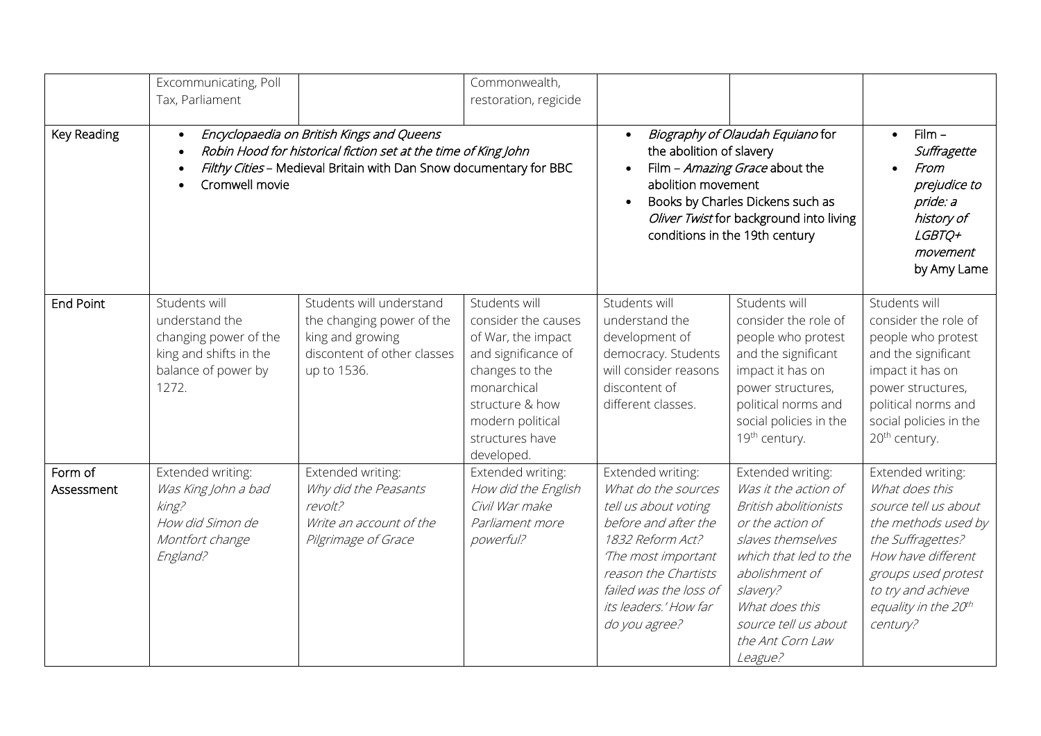| | | | | | | |
|---|---|---|---|---|---|---|
| | Excommunicating, Poll Tax, Parliament | | Commonwealth, restoration, regicide | | | |
| Key Reading | • *Encyclopaedia on British Kings and Queens*<br>• *Robin Hood for historical fiction set at the time of King John*<br>• *Filthy Cities* – Medieval Britain with Dan Snow documentary for BBC<br>• Cromwell movie | | | • *Biography of Olaudah Equiano* for the abolition of slavery<br>• Film – *Amazing Grace* about the abolition movement<br>• Books by Charles Dickens such as *Oliver Twist* for background into living conditions in the 19th century | | • Film – *Suffragette*<br>• *From prejudice to pride: a history of LGBTQ+ movement* by Amy Lame |
| End Point | Students will understand the changing power of the king and shifts in the balance of power by 1272. | Students will understand the changing power of the king and growing discontent of other classes up to 1536. | Students will consider the causes of War, the impact and significance of changes to the monarchical structure & how modern political structures have developed. | Students will understand the development of democracy. Students will consider reasons discontent of different classes. | Students will consider the role of people who protest and the significant impact it has on power structures, political norms and social policies in the 19th century. | Students will consider the role of people who protest and the significant impact it has on power structures, political norms and social policies in the 20th century. |
| Form of Assessment | Extended writing:<br>*Was King John a bad king?*<br>*How did Simon de Montfort change England?* | Extended writing:<br>*Why did the Peasants revolt?*<br>*Write an account of the Pilgrimage of Grace* | Extended writing:<br>*How did the English Civil War make Parliament more powerful?* | Extended writing:<br>*What do the sources tell us about voting before and after the 1832 Reform Act?*<br>*'The most important reason the Chartists failed was the loss of its leaders.' How far do you agree?* | Extended writing:<br>*Was it the action of British abolitionists or the action of slaves themselves which that led to the abolishment of slavery?*<br>*What does this source tell us about the Ant Corn Law League?* | Extended writing:<br>*What does this source tell us about the methods used by the Suffragettes?*<br>*How have different groups used protest to try and achieve equality in the 20th century?* |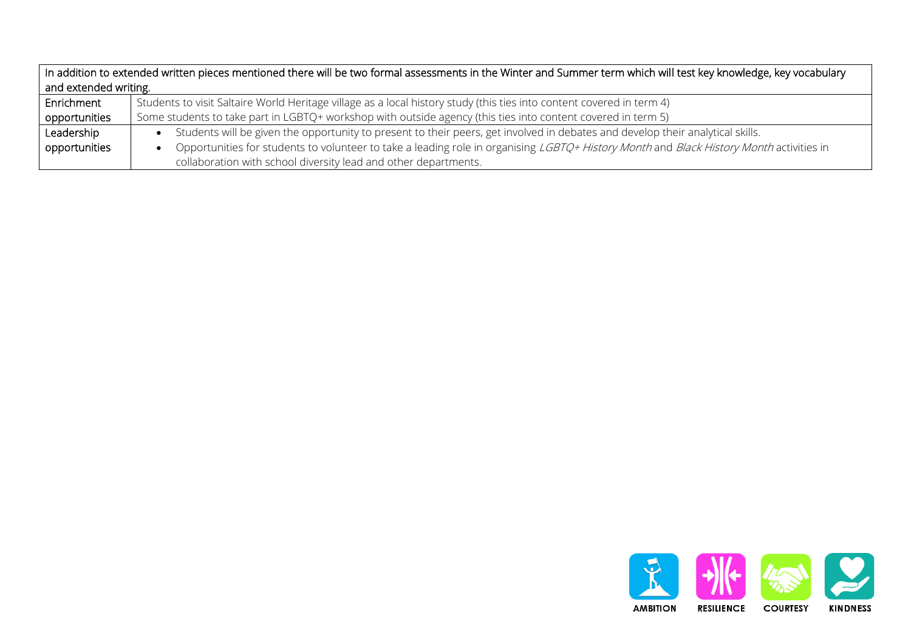| | |
|---|---|
| In addition to extended written pieces mentioned there will be two formal assessments in the Winter and Summer term which will test key knowledge, key vocabulary and extended writing. | |
| Enrichment opportunities | Students to visit Saltaire World Heritage village as a local history study (this ties into content covered in term 4)<br>Some students to take part in LGBTQ+ workshop with outside agency (this ties into content covered in term 5) |
| Leadership opportunities | • Students will be given the opportunity to present to their peers, get involved in debates and develop their analytical skills.<br>• Opportunities for students to volunteer to take a leading role in organising *LGBTQ+ History Month* and *Black History Month* activities in collaboration with school diversity lead and other departments. |

AMBITION RESILIENCE COURTESY KINDNESS